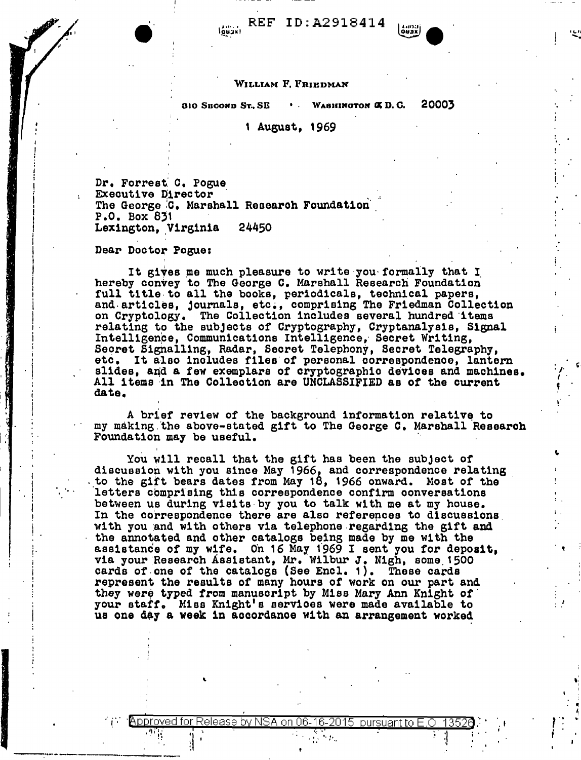WILLIAM F. FRIEDMAN

310 SECOND ST., SE • WASHINGTON D. C. 20003

1 August, 1969

Dr. Forrest C. Pogue
Executive Director
The George C. Marshall Research Foundation
P.O. Box 831
Lexington, Virginia 24450

Dear Doctor Pogue:

It gives me much pleasure to write you formally that I hereby convey to The George C. Marshall Research Foundation full title to all the books, periodicals, technical papers, and articles, journals, etc., comprising The Friedman Collection on Cryptology. The Collection includes several hundred items relating to the subjects of Cryptography, Cryptanalysis, Signal Intelligence, Communications Intelligence, Secret Writing, Secret Signalling, Radar, Secret Telephony, Secret Telegraphy, etc. It also includes files of personal correspondence, lantern slides, and a few exemplars of cryptographic devices and machines. All items in The Collection are UNCLASSIFIED as of the current date.

A brief review of the background information relative to my making the above-stated gift to The George C. Marshall Research Foundation may be useful.

You will recall that the gift has been the subject of discussion with you since May 1966, and correspondence relating to the gift bears dates from May 18, 1966 onward. Most of the letters comprising this correspondence confirm conversations between us during visits by you to talk with me at my house. In the correspondence there are also references to discussions with you and with others via telephone regarding the gift and the annotated and other catalogs being made by me with the assistance of my wife. On 16 May 1969 I sent you for deposit, via your Research Assistant, Mr. Wilbur J. Nigh, some 1500 cards of one of the catalogs (See Encl. 1). These cards represent the results of many hours of work on our part and they were typed from manuscript by Miss Mary Ann Knight of your staff. Miss Knight's services were made available to us one day a week in accordance with an arrangement worked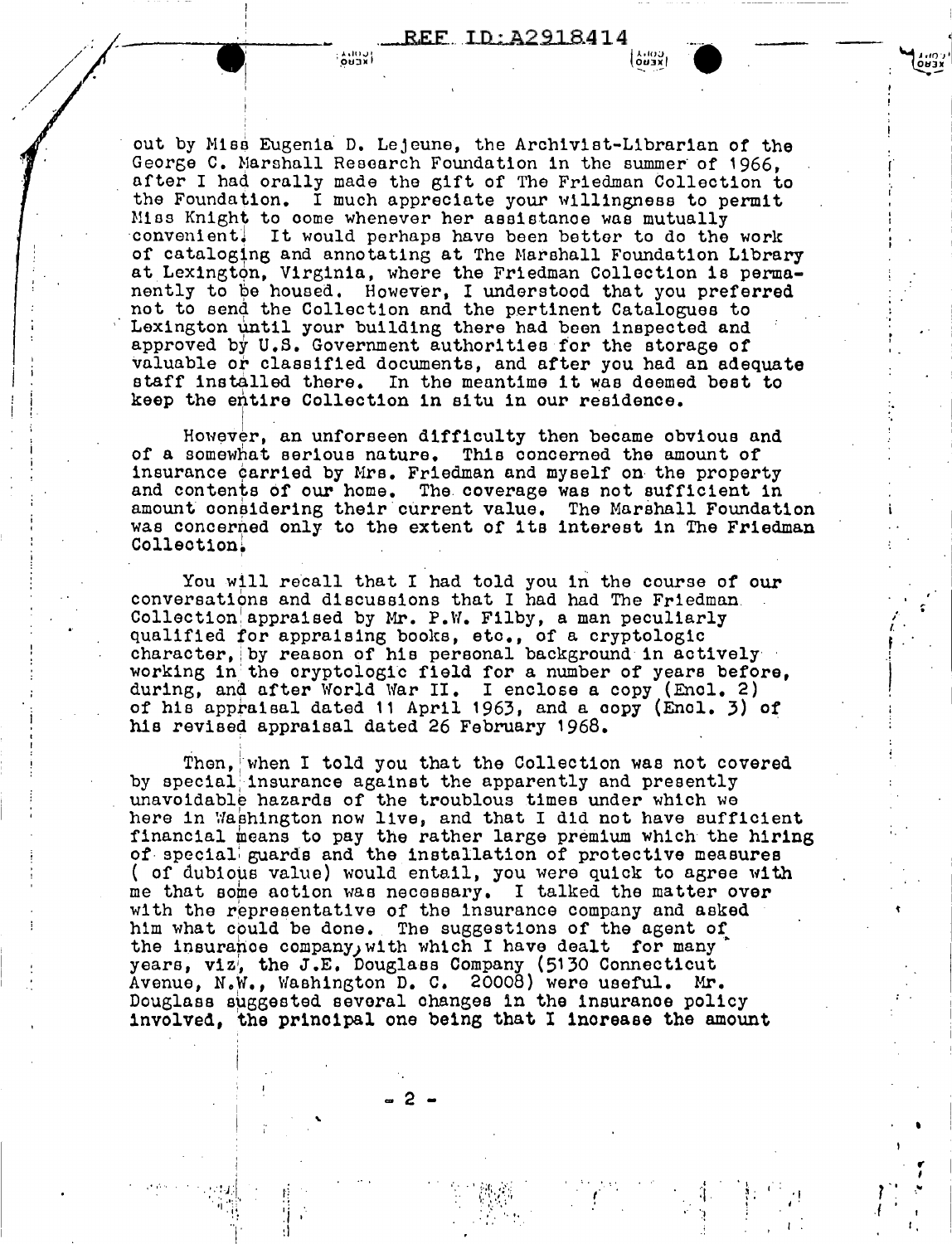out by Miss Eugenia D. Lejeune, the Archivist-Librarian of the George C. Marshall Research Foundation in the summer of 1966, after I had orally made the gift of The Friedman Collection to the Foundation. I much appreciate your willingness to permit Miss Knight to come whenever her assistance was mutually convenient. It would perhaps have been better to do the work of cataloging and annotating at The Marshall Foundation Library at Lexington, Virginia, where the Friedman Collection is permanently to be housed. However, I understood that you preferred not to send the Collection and the pertinent Catalogues to Lexington until your building there had been inspected and approved by U.S. Government authorities for the storage of valuable or classified documents, and after you had an adequate staff installed there. In the meantime it was deemed best to keep the entire Collection in situ in our residence.

However, an unforseen difficulty then became obvious and of a somewhat serious nature. This concerned the amount of insurance carried by Mrs. Friedman and myself on the property and contents of our home. The coverage was not sufficient in amount considering their current value. The Marshall Foundation was concerned only to the extent of its interest in The Friedman Collection.

You will recall that I had told you in the course of our conversations and discussions that I had had The Friedman Collection appraised by Mr. P.W. Filby, a man peculiarly qualified for appraising books, etc., of a cryptologic character, by reason of his personal background in actively working in the cryptologic field for a number of years before, during, and after World War II. I enclose a copy (Encl. 2) of his appraisal dated 11 April 1963, and a copy (Encl. 3) of his revised appraisal dated 26 February 1968.

Then, when I told you that the Collection was not covered by special insurance against the apparently and presently unavoidable hazards of the troublous times under which we here in Washington now live, and that I did not have sufficient financial means to pay the rather large premium which the hiring of special guards and the installation of protective measures ( of dubious value) would entail, you were quick to agree with me that some action was necessary. I talked the matter over with the representative of the insurance company and asked him what could be done. The suggestions of the agent of the insurance company, with which I have dealt for many years, viz, the J.E. Douglass Company (5130 Connecticut Avenue, N.W., Washington D. C. 20008) were useful. Mr. Douglass suggested several changes in the insurance policy involved, the principal one being that I increase the amount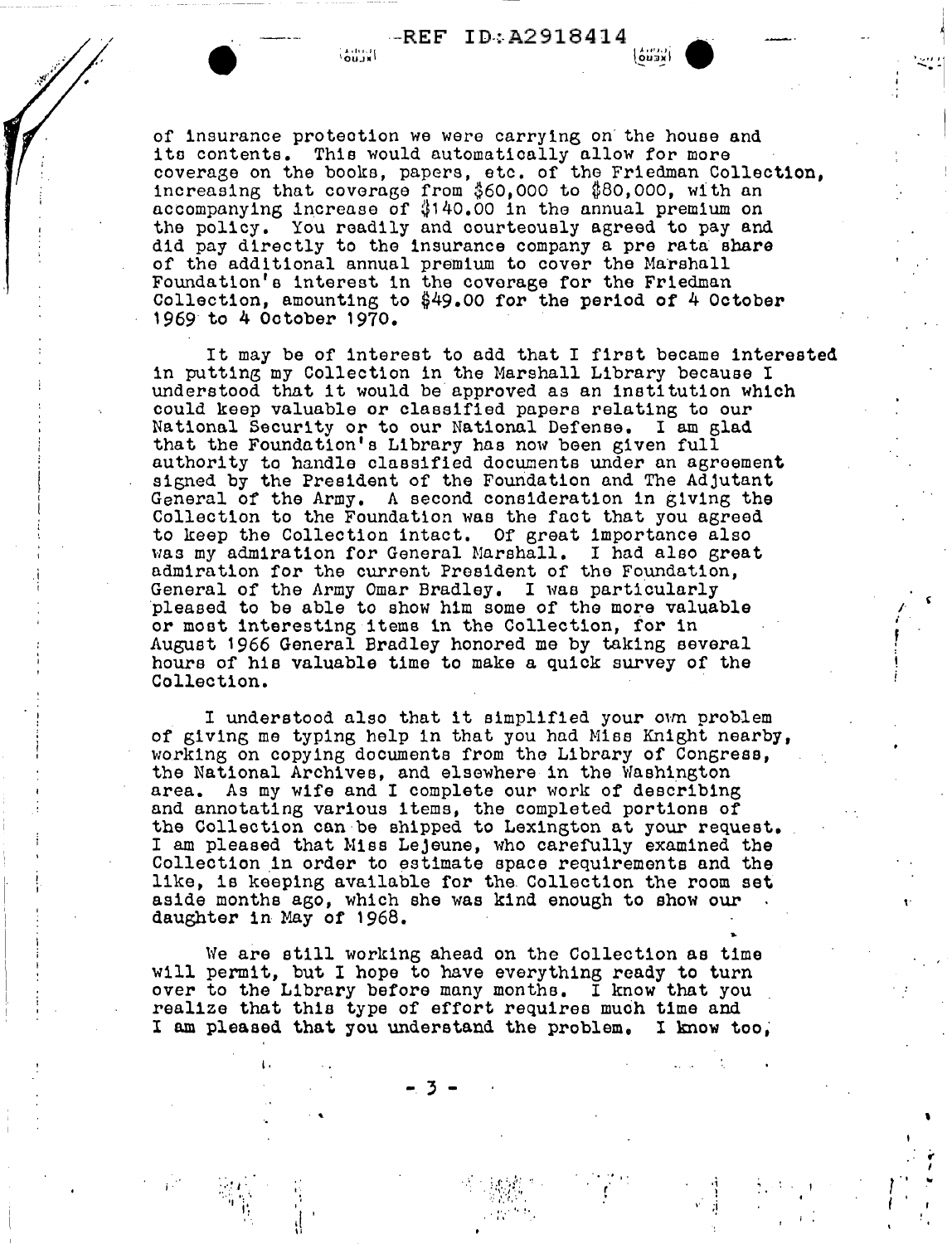of insurance protection we were carrying on the house and its contents. This would automatically allow for more coverage on the books, papers, etc. of the Friedman Collection, increasing that coverage from $60,000 to $80,000, with an accompanying increase of $140.00 in the annual premium on the policy. You readily and courteously agreed to pay and did pay directly to the insurance company a pre rata share of the additional annual premium to cover the Marshall Foundation's interest in the coverage for the Friedman Collection, amounting to $49.00 for the period of 4 October 1969 to 4 October 1970.

It may be of interest to add that I first became interested in putting my Collection in the Marshall Library because I understood that it would be approved as an institution which could keep valuable or classified papers relating to our National Security or to our National Defense. I am glad that the Foundation's Library has now been given full authority to handle classified documents under an agreement signed by the President of the Foundation and The Adjutant General of the Army. A second consideration in giving the Collection to the Foundation was the fact that you agreed to keep the Collection intact. Of great importance also was my admiration for General Marshall. I had also great admiration for the current President of the Foundation, General of the Army Omar Bradley. I was particularly pleased to be able to show him some of the more valuable or most interesting items in the Collection, for in August 1966 General Bradley honored me by taking several hours of his valuable time to make a quick survey of the Collection.

I understood also that it simplified your own problem of giving me typing help in that you had Miss Knight nearby, working on copying documents from the Library of Congress, the National Archives, and elsewhere in the Washington area. As my wife and I complete our work of describing and annotating various items, the completed portions of the Collection can be shipped to Lexington at your request. I am pleased that Miss Lejeune, who carefully examined the Collection in order to estimate space requirements and the like, is keeping available for the Collection the room set aside months ago, which she was kind enough to show our daughter in May of 1968.

We are still working ahead on the Collection as time will permit, but I hope to have everything ready to turn over to the Library before many months. I know that you realize that this type of effort requires much time and I am pleased that you understand the problem. I know too,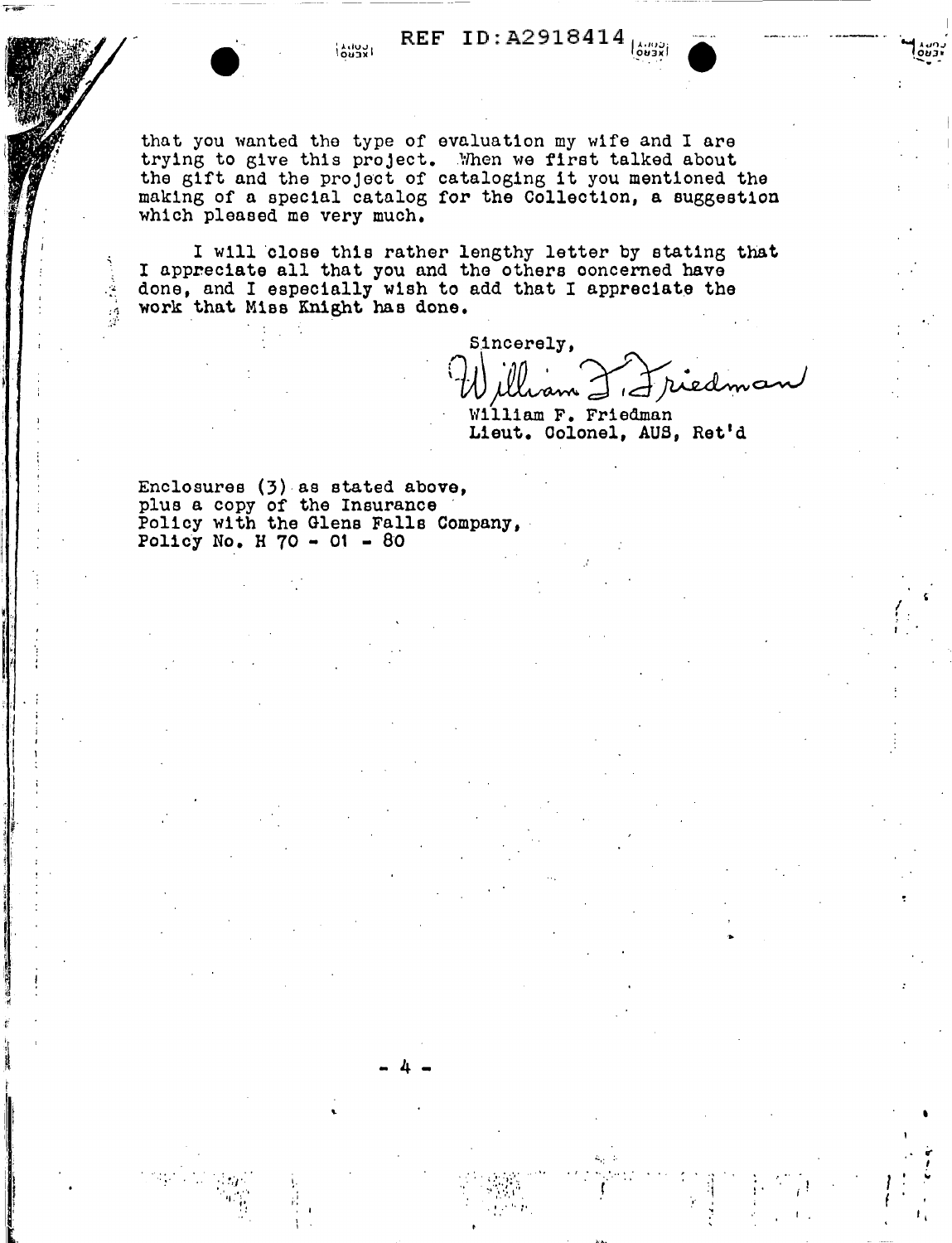that you wanted the type of evaluation my wife and I are trying to give this project. When we first talked about the gift and the project of cataloging it you mentioned the making of a special catalog for the Collection, a suggestion which pleased me very much.

I will close this rather lengthy letter by stating that I appreciate all that you and the others concerned have done, and I especially wish to add that I appreciate the work that Miss Knight has done.

Sincerely,

William F. Friedman

William F. Friedman
Lieut. Colonel, AUS, Ret'd

Enclosures (3) as stated above,
plus a copy of the Insurance
Policy with the Glens Falls Company,
Policy No. H 70 - 01 - 80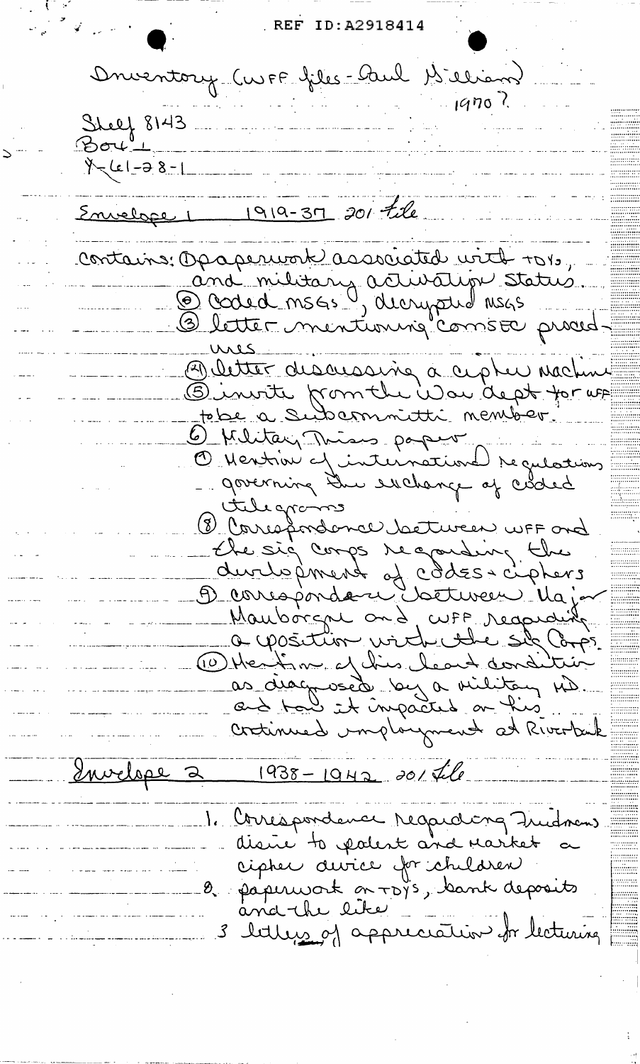REF ID:A2918414

Inventory (WFF files - Paul Gilliam)
1970?

Shelf 8143
Box 1
Y-61-28-1

Envelope 1 1919-37 201 file

contains: ① paperwork associated with TDYs, and military activation status.
② Coded msgs, decrypted msgs
③ letter mentioning comsec procedures
④ letter discussing a cipher machine
⑤ invite from the War dept for WFF to be a subcommittee member.
⑥ Military Mission paper
⑦ Mention of international regulations governing the exchange of coded telegrams
⑧ Correspondence between WFF and the sig corps regarding the development of codes + ciphers
⑨ correspondence between Major Mauborgne and WFF regarding a position with the Sig Corps.
⑩ Mention of his heart condition as diagnosed by a military MD. and how it impacted on his continued employment at Riverbank

Envelope 2 1938-1942 201 file

1. Correspondence regarding Friedman's desire to patent and market a cipher device for children
2. paperwork on TDYs, bank deposits and the like
3 letters of appreciation for lecturing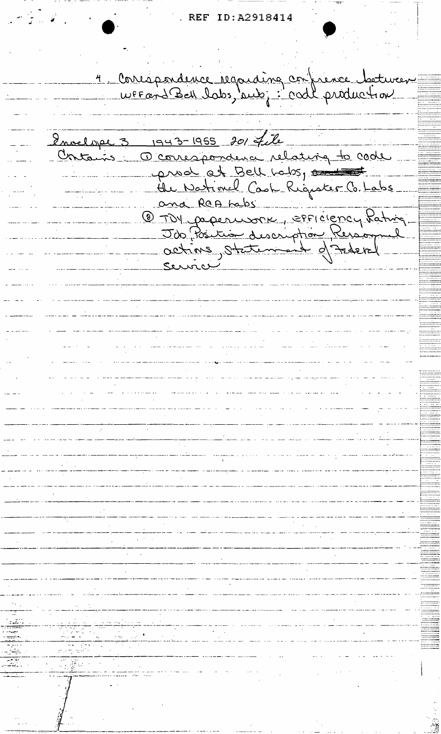REF ID:A2918414

4. Correspondence regarding conference between WFF and Bell labs, subj: code production

Envelope 3 1943-1955 201 file
Contains: ① correspondence relating to code prod at Bell Labs, ~~and at~~ the National Cash Register Co. Labs and RCA Labs
② TDY paperwork, efficiency Rating, Job Position description, Personnel actions, Statement of Federal Service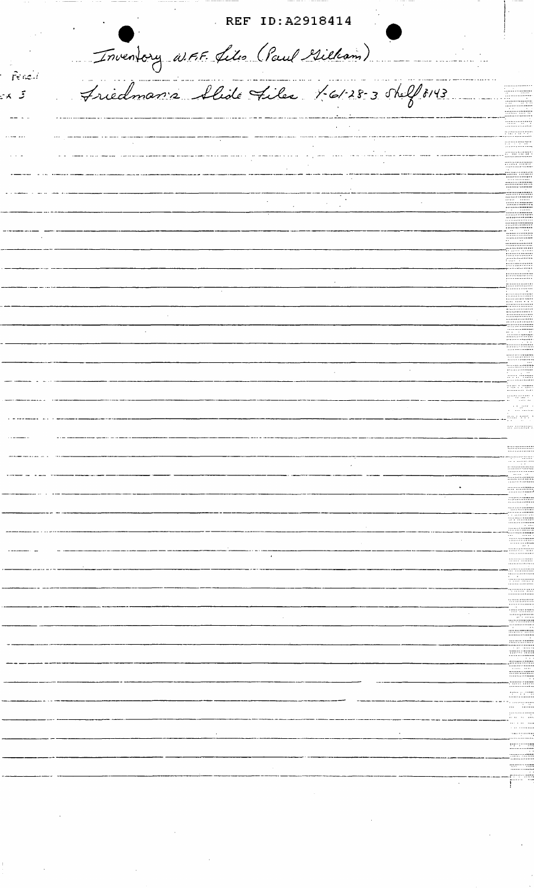Inventory W.F.F. Files (Paul Gilham)

Friedman's Slide Files 1-61-28-3 Shelf 8143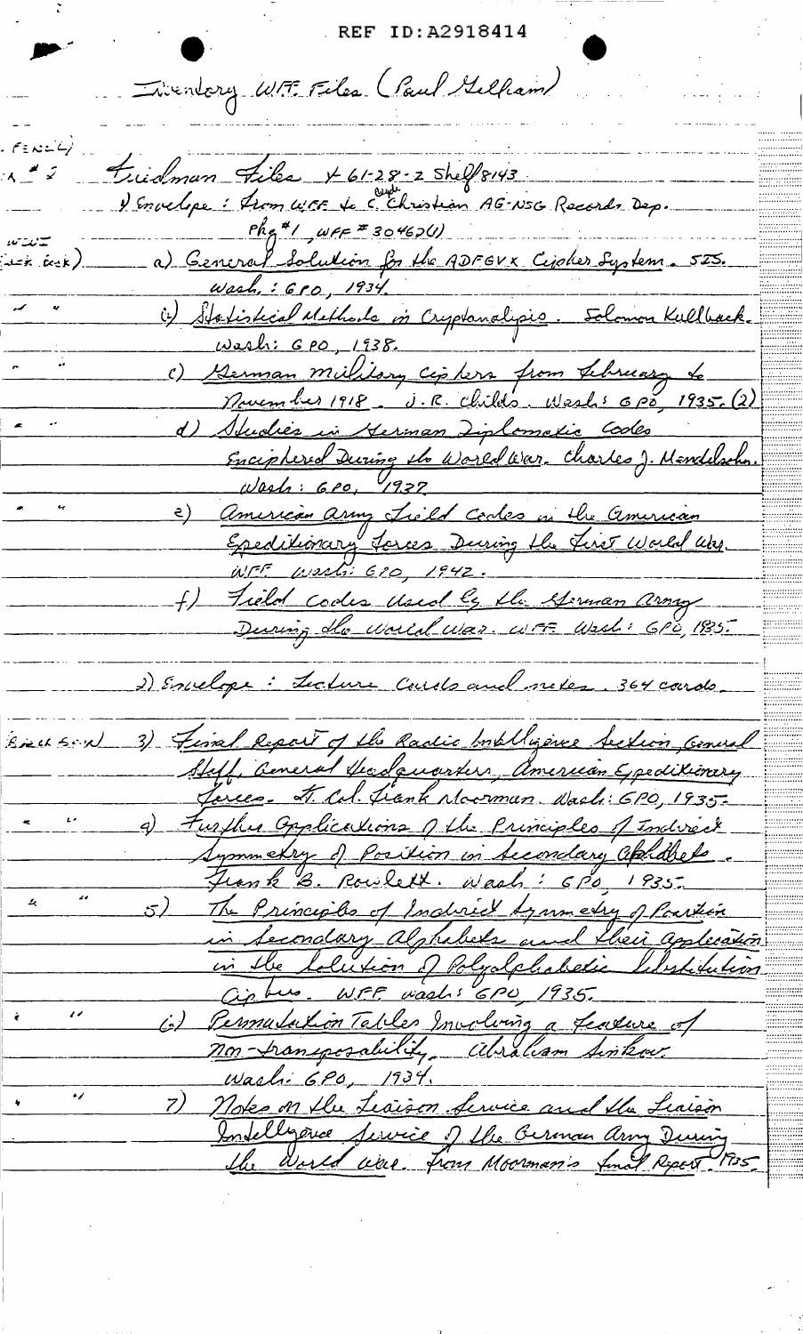REF ID:A2918414

Inventory W.F.F. Files (Paul Gelham)

Friedman Files + 61-28-2 Shelf 8143

1) Envelope: From W.F.F. to Capt. C. Christian AG-NSG Records Dep. Pkg #1, WFF # 30462(1)

a) General Solution for the ADFGVX Cipher System. 525. Wash.: GPO, 1934.

b) Statistical Methods in Cryptanalysis. Solomon Kullback. Wash: GPO, 1938.

c) German Military Ciphers from February to November 1918. J.R. Childs. Wash: GPO 1935. (2)

d) Studies in German Diplomatic Codes Enciphered During the World War. Charles J. Mendelsohn. Wash: GPO, 1937

e) American Army Field Codes in the American Expeditionary Forces During the First World War. WFF Wash: GPO, 1942.

f) Field Codes Used by the German Army During the World War. WFF Wash: GPO, 1935.

2) Envelope: Lecture cards and notes. 364 cards.

3) Final Report of the Radio Intelligence Section, General Staff, General Headquarters, American Expeditionary Forces. Lt. Col. Frank Moorman. Wash: GPO, 1935.

4) Further Applications of the Principles of Indirect Symmetry of Position in Secondary Alphabets. Frank B. Rowlett. Wash: GPO, 1935.

5) The Principles of Indirect Symmetry of Position in Secondary Alphabets and their Application in the Solution of Polyalphabetic Substitution Ciphers. WFF Wash: GPO, 1935.

6) Permutation Tables Involving a Feature of Non-transposability. Abraham Sinkov. Wash: GPO, 1934.

7) Notes on the Liaison Service and the Liaison Intelligence Service of the German Army During the World War. From Moorman's final Report 1935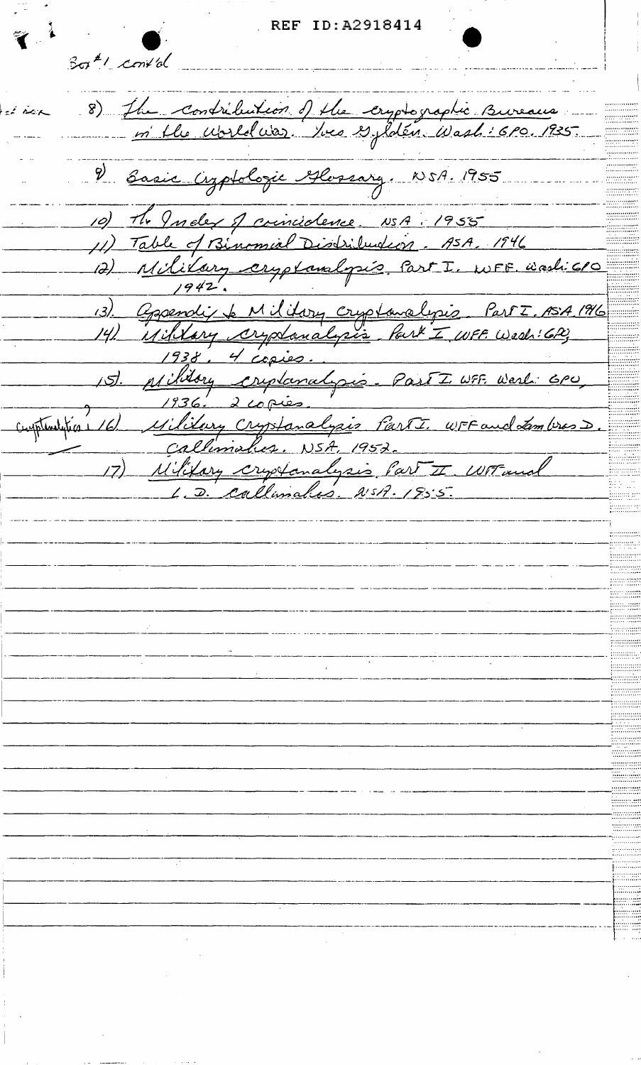REF ID:A2918414

Sor #1 cont'd

8) The contribution of the cryptographic Bureaus in the World War. Yves Gylden. Wash: GPO. 1935.

9) Basic Cryptologic Glossary. NSA. 1955

10) The Index of coincidence. NSA. 1955

11) Table of Binomial Distribution. ASA. 1946

12) Military cryptanalysis. Part I. WFF. Wash: GPO 1942.

13) Appendix to Military Cryptanalysis Part I. ASA 1946

14) Military cryptanalysis. Part I WFF. Wash: GPO, 1938. 4 copies.

15) Military cryptanalysis. Part I. WFF. Wash. GPO, 1936. 2 copies.

16) Military Cryptanalysis Part I. WFF and Lambros D. Callimahos. NSA. 1952.

17) Military cryptanalysis Part II WFF and L. D. Callimahos. NSA. 1955.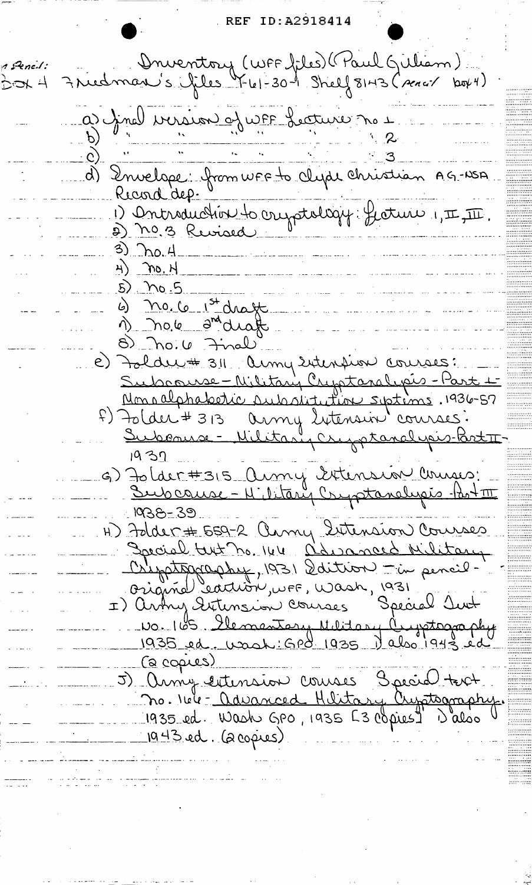REF ID:A2918414

1 Pencil: Box 4

Inventory (WFF files) (Paul Gilliam)
Friedman's files Y-61-30-1 Shelf 8143 (pencil box 4)

a) final version of WFF Lecture no 1
b) " " " " " 2
c) " " " " " 3
d) Envelope: from WFF to Clyde Christian AG-NSA Record dep.
   1) Introduction to cryptology: Lecture I, II, III.
   2) No. 3 Revised
   3) No. 4
   4) No. 4
   5) No. 5
   6) No. 6 1st draft
   7) No. 6 2nd draft
   8) No. 6 Final
e) Folder # 311 Army Extension courses: Subcourse - Military Cryptanalysis - Part I - Monoalphabetic substitution systems. 1936-57
f) Folder # 313 Army Extension courses: Subcourse - Military Cryptanalysis - Part II - 1937
G) Folder # 315 Army Extension courses: Subcourse - Military Cryptanalysis - Part III 1938-39
H) Folder # 559-2 Army Extension Courses Special text no. 166 Advanced Military Cryptography, 1931 Edition - in pencil - original edition, WFF, Wash, 1931
I) Army Extension courses Special Text No. 165 Elementary Military Cryptography 1935 ed. Wash: GPO 1935 Also 1943 ed (2 copies)
J) Army extension courses Special text No. 166 - Advanced Military Cryptography. 1935 ed. Wash GPO, 1935 [3 copies] Also 1943 ed. (2 copies)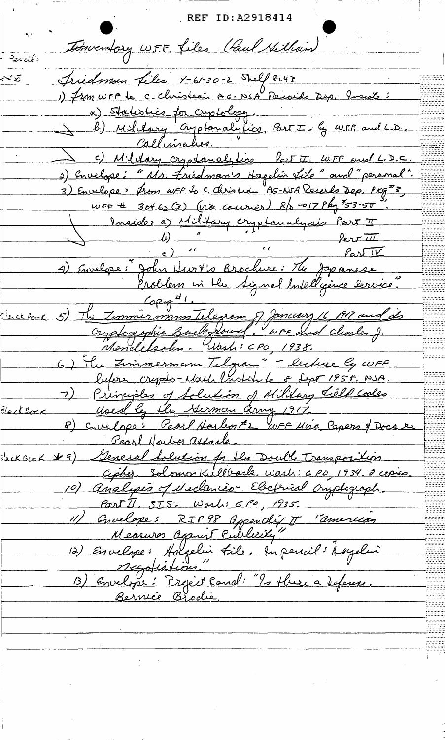REF ID:A2918414

Inventory WFF files (Paul Hilliam)

Friedman files Y-61-30-2 Shelf 81.43

1) From WFF to C. Christian AG-NSA Records Dep. Inside:
   a) Statistics for cryptology.
   b) Military Cryptanalytics, Part I. by W.F.F. and L.D. Callimahos.
   c) Military cryptanalytics Part II. W.F.F. and L.D.C.
2) Envelope: "Mrs. Friedman's Hagelin file" and "personal".
3) Envelope: from WFF to C. Christian AG-NSA Records Dep. PKG #3, WFF # 30462 (3) (via courier) R/b -017 Pkg #53-50".
   Inside: a) Military cryptanalysis Part II
   b) " " Part III
   c) " " Part IV
4) Envelope: "John Hurt's Brochure: The Japanese Problem in the Signal Intelligence Service". Copy #1.
5) The Zimmermann Telegram of January 16, 1917 and its Cryptographic Background. WFF and Charles J. Mendelsohn. Wash: GPO, 1938. — Black Book
6) "The Zimmermann Telegram" - lecture by WFF before Crypto-Math Institute 8 Sept 1958. NSA.
7) Principles of Solution of Military Field Codes Used by the German Army 1917. — Black Book
8) Envelope: Pearl Harbor #2 WFF Misc. Papers & Docs re Pearl Harbor attack.
9) General Solution for the Double Transposition Cipher. Solomon Kullback. Wash: GPO, 1934. 2 copies. — Black Book
10) Analysis of Mechanico-Electrical Cryptograph. Part II. SIS. Wash: GPO, 1935.
11) Envelopes RIP 98 Appendix II "American Measures Against Publicity"
12) Envelope: Hagelin file. In pencil: Hagelin negotiations."
13) Envelope: Project Rand: "Is there a Defense. Bernice Brodie.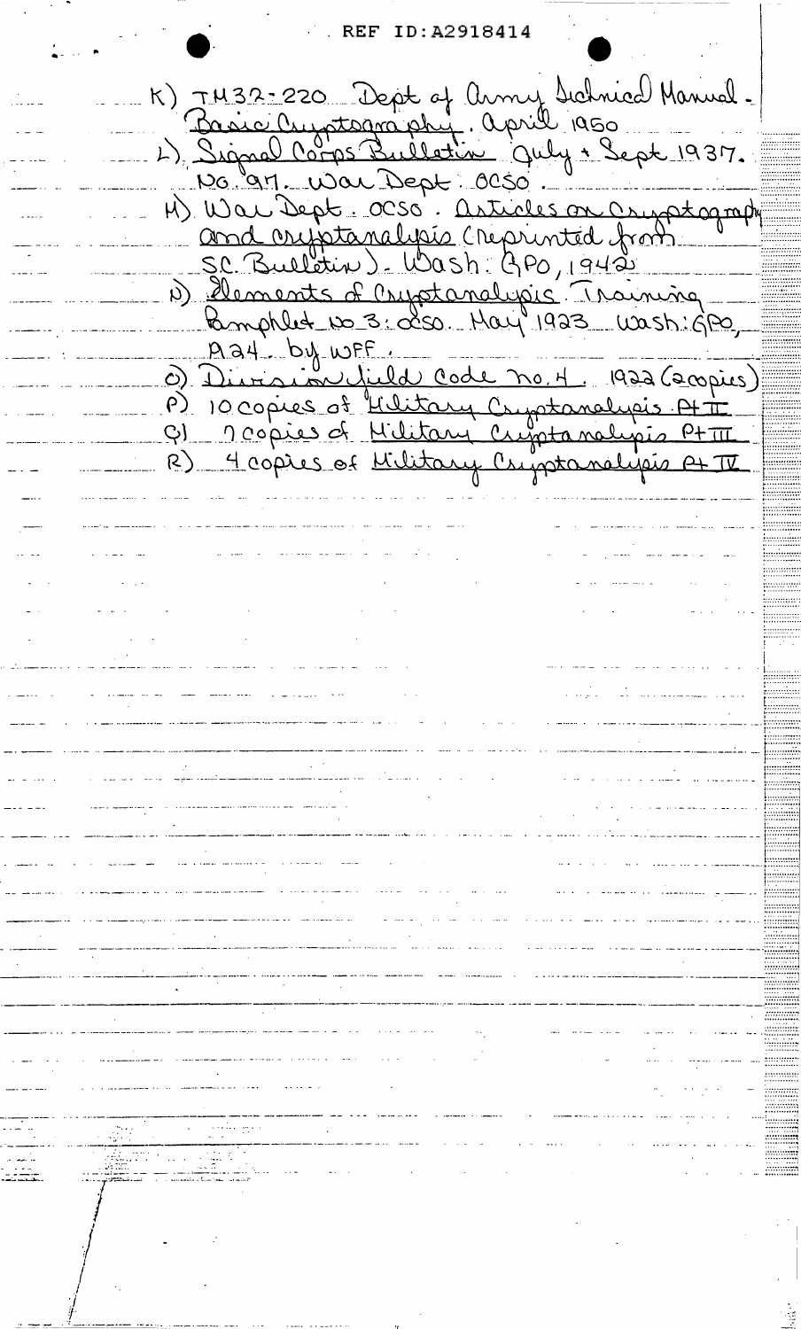REF ID:A2918414

K) TM32-220 Dept of Army Technical Manual. Basic Cryptography. April 1950

L) Signal Corps Bulletin July + Sept 1937. No. 97. War Dept. OCSO.

M) War Dept. OCSO. Articles on Cryptography and cryptanalysis (reprinted from SC. Bulletin). Wash: GPO, 1942

N) Elements of Cryptanalysis. Training Pamphlet No 3: OCSO. May 1923 Wash: GPO, p.24. by WFF.

O) Division field code no. 4. 1922 (2 copies)

P) 10 copies of Military Cryptanalysis Pt II

Q) 7 copies of Military Cryptanalysis Pt III

R) 4 copies of Military Cryptanalysis Pt IV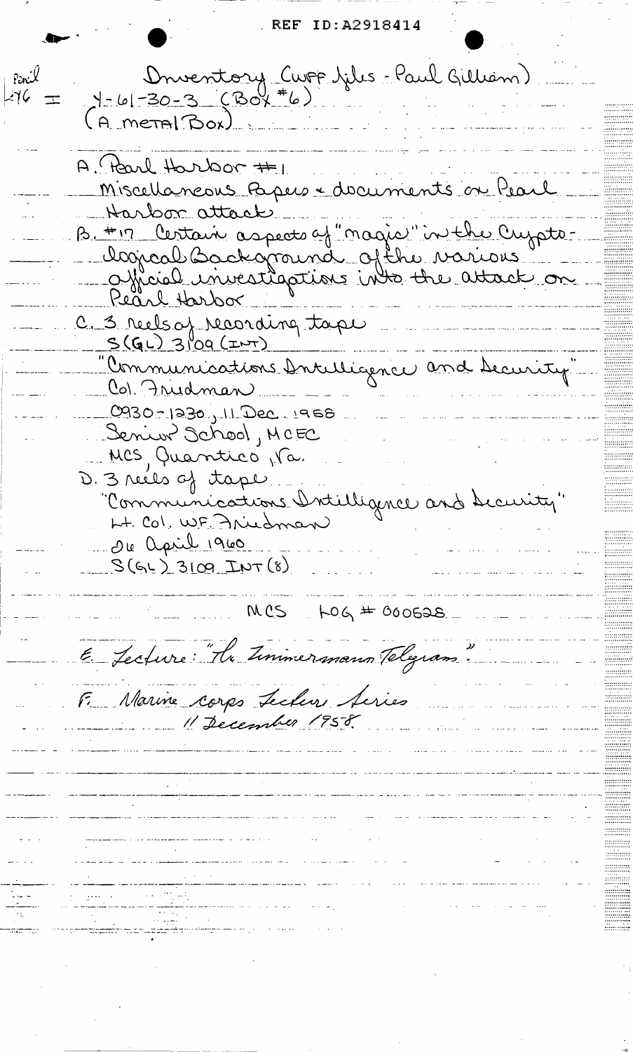REF ID:A2918414

Pencil
L76 = 

Inventory (WFF files - Paul Gilliam)
Y-61-30-3 (Box #6)
(A metal Box)

A. Pearl Harbor #1
Miscellaneous Papers & documents on Pearl Harbor attack

B. #17 Certain aspects of "magic" in the Cryptological Background of the various official investigations into the attack on Pearl Harbor

C. 3 reels of recording tape
S(GL) 3109 (INT)
"Communications Intelligence and Security"
Col. Friedman
0930-1230, 11 Dec. 1958
Senior School, MCEC
MCS, Quantico, Va.

D. 3 reels of tape
"Communications Intelligence and Security"
Lt. Col. W.F. Friedman
26 April 1960
S(GL) 3109 INT (8)

MCS LOG # 000528

E. Lecture: "The Zimmermann Telegram."

F. Marine corps Lecture Series
11 December 1958.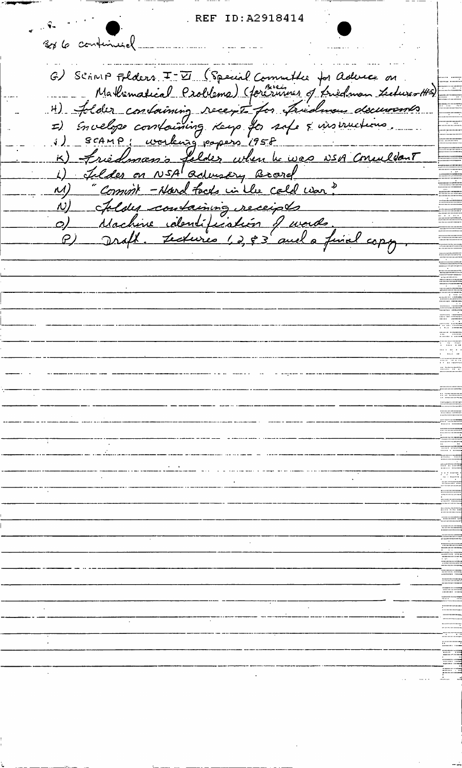REF ID:A2918414

Box 6 continued

G) SCAMP Folders I-VI (Special Committee for Advice on Mathematical Problems) (forerunner of Friedman Lectures HS)
H) Folder containing receipts for Friedman documents
I) Envelope containing keys for safe & instructions.
J) SCAMP: working papers 1958
K) Friedman's folder when he was NSA Consultant
L) Folder on NSA Advisory Board
M) "Commit - Hard facts in the cold war."
N) Folder containing receipts
O) Machine identification of words.
P) Draft. Lectures 1, 2, & 3 and a final copy.